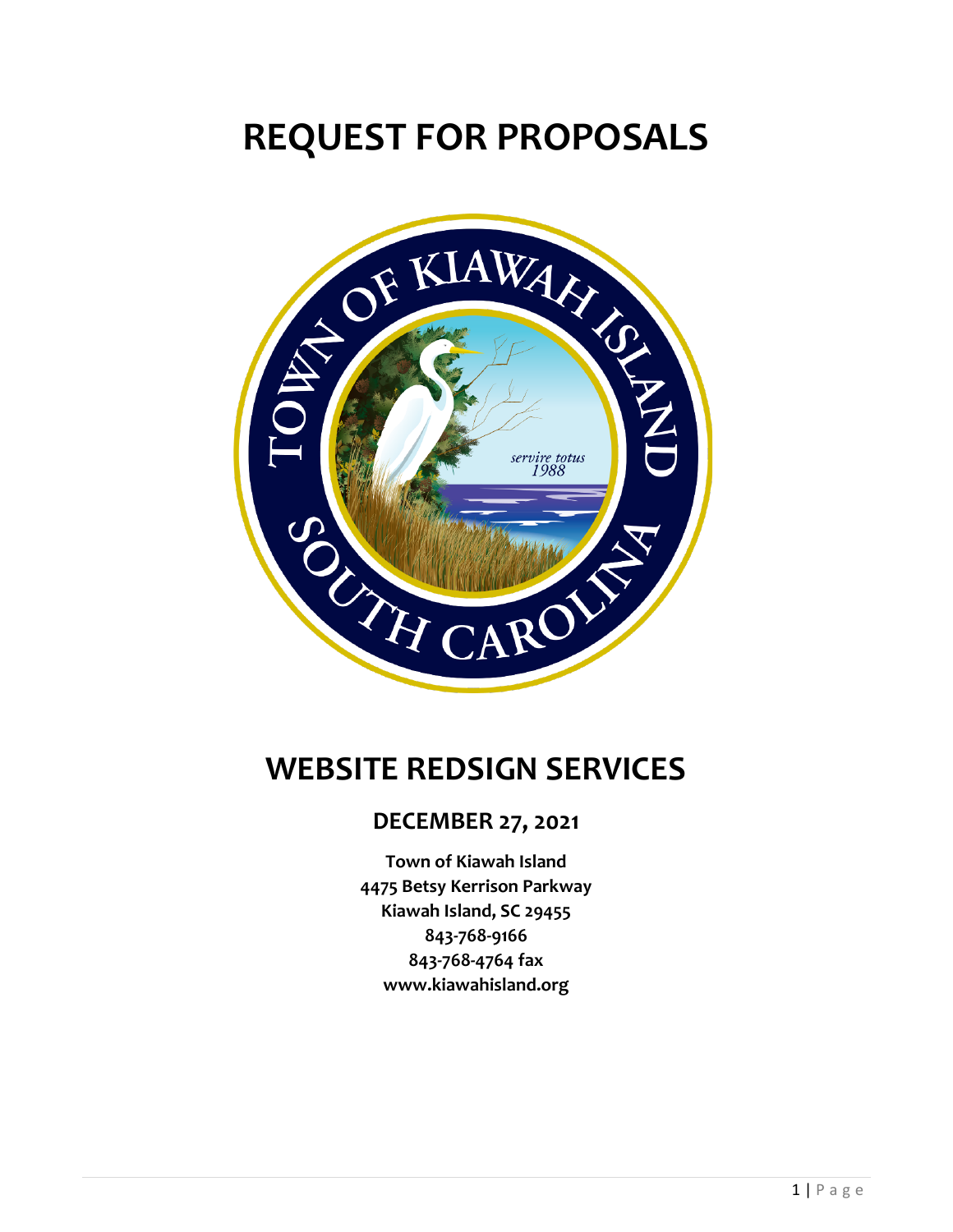# REQUEST FOR PROPOSALS

# WEBSITE REDSIGN SERVICES

## DECEMBER 27, 2021

**Town of Kiawah Island**
**4475 Betsy Kerrison Parkway**
**Kiawah Island, SC 29455**
**843-768-9166**
**843-768-4764 fax**
**www.kiawahisland.org**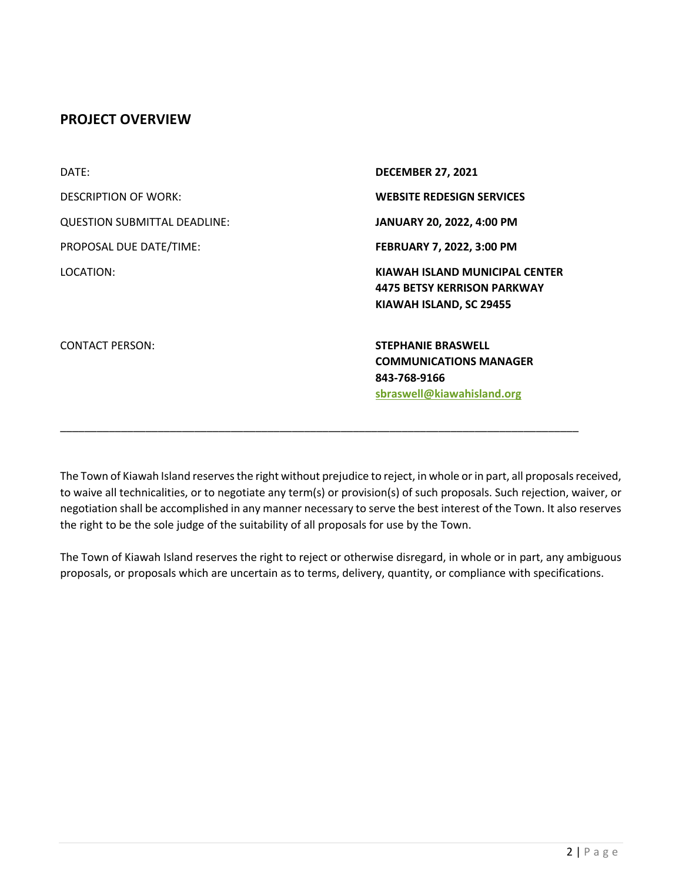## PROJECT OVERVIEW

| | |
|---|---|
| DATE: | **DECEMBER 27, 2021** |
| DESCRIPTION OF WORK: | **WEBSITE REDESIGN SERVICES** |
| QUESTION SUBMITTAL DEADLINE: | **JANUARY 20, 2022, 4:00 PM** |
| PROPOSAL DUE DATE/TIME: | **FEBRUARY 7, 2022, 3:00 PM** |
| LOCATION: | **KIAWAH ISLAND MUNICIPAL CENTER**<br>**4475 BETSY KERRISON PARKWAY**<br>**KIAWAH ISLAND, SC 29455** |
| CONTACT PERSON: | **STEPHANIE BRASWELL**<br>**COMMUNICATIONS MANAGER**<br>**843-768-9166**<br>**sbraswell@kiawahisland.org** |

---

The Town of Kiawah Island reserves the right without prejudice to reject, in whole or in part, all proposals received, to waive all technicalities, or to negotiate any term(s) or provision(s) of such proposals. Such rejection, waiver, or negotiation shall be accomplished in any manner necessary to serve the best interest of the Town. It also reserves the right to be the sole judge of the suitability of all proposals for use by the Town.

The Town of Kiawah Island reserves the right to reject or otherwise disregard, in whole or in part, any ambiguous proposals, or proposals which are uncertain as to terms, delivery, quantity, or compliance with specifications.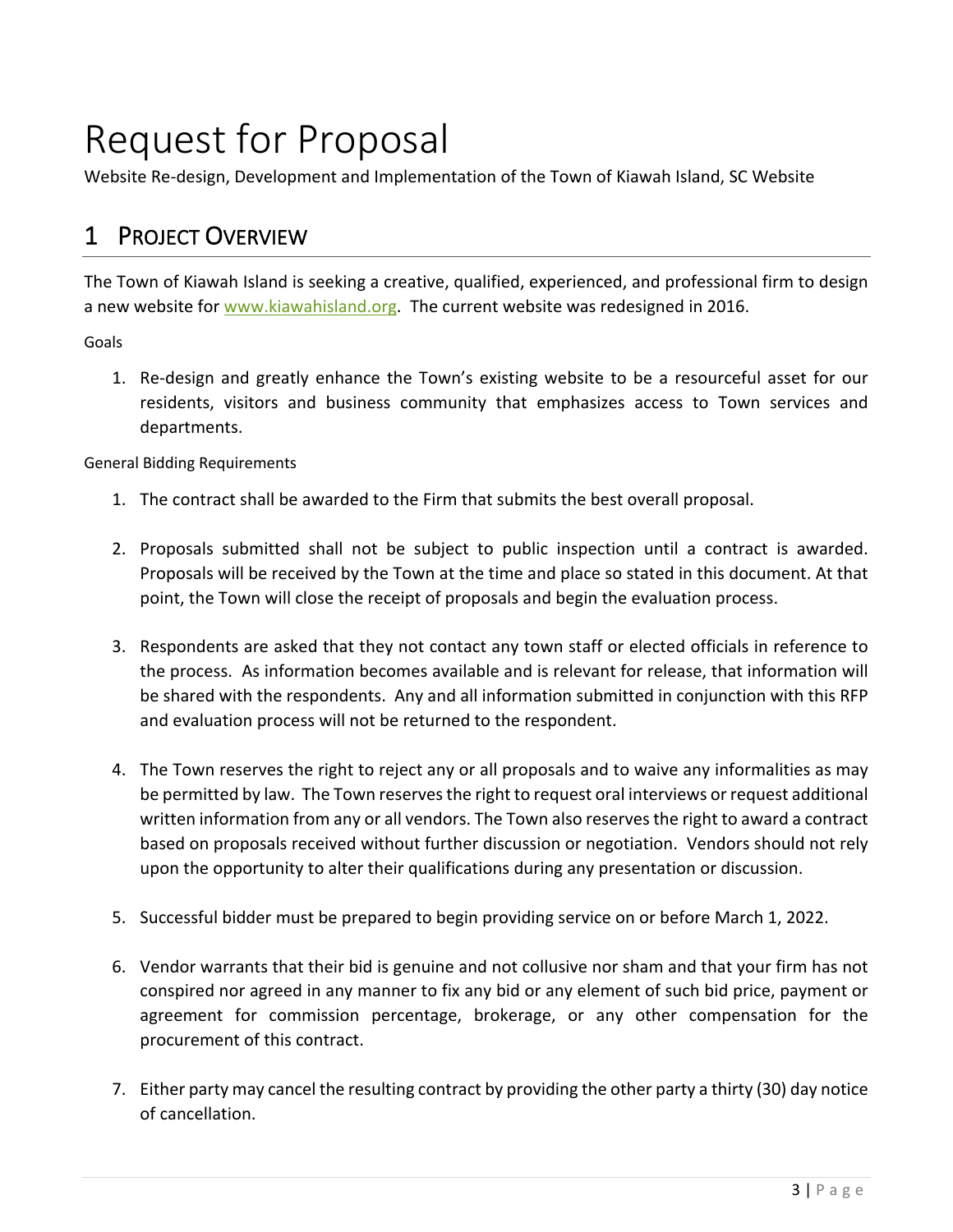# Request for Proposal

Website Re-design, Development and Implementation of the Town of Kiawah Island, SC Website

## 1 Project Overview

The Town of Kiawah Island is seeking a creative, qualified, experienced, and professional firm to design a new website for [www.kiawahisland.org](www.kiawahisland.org). The current website was redesigned in 2016.

Goals

1. Re-design and greatly enhance the Town's existing website to be a resourceful asset for our residents, visitors and business community that emphasizes access to Town services and departments.

General Bidding Requirements

1. The contract shall be awarded to the Firm that submits the best overall proposal.

2. Proposals submitted shall not be subject to public inspection until a contract is awarded. Proposals will be received by the Town at the time and place so stated in this document. At that point, the Town will close the receipt of proposals and begin the evaluation process.

3. Respondents are asked that they not contact any town staff or elected officials in reference to the process. As information becomes available and is relevant for release, that information will be shared with the respondents. Any and all information submitted in conjunction with this RFP and evaluation process will not be returned to the respondent.

4. The Town reserves the right to reject any or all proposals and to waive any informalities as may be permitted by law. The Town reserves the right to request oral interviews or request additional written information from any or all vendors. The Town also reserves the right to award a contract based on proposals received without further discussion or negotiation. Vendors should not rely upon the opportunity to alter their qualifications during any presentation or discussion.

5. Successful bidder must be prepared to begin providing service on or before March 1, 2022.

6. Vendor warrants that their bid is genuine and not collusive nor sham and that your firm has not conspired nor agreed in any manner to fix any bid or any element of such bid price, payment or agreement for commission percentage, brokerage, or any other compensation for the procurement of this contract.

7. Either party may cancel the resulting contract by providing the other party a thirty (30) day notice of cancellation.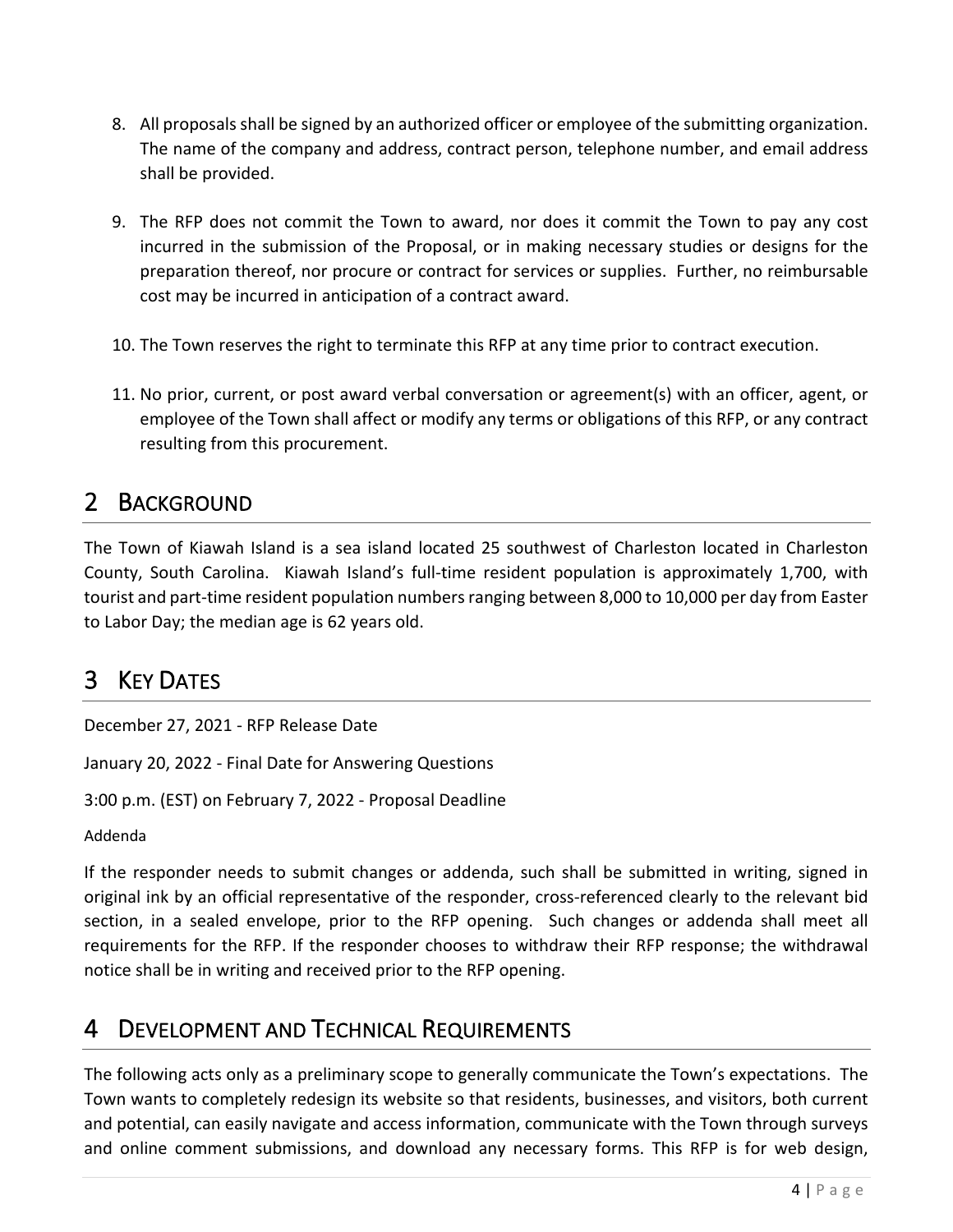8. All proposals shall be signed by an authorized officer or employee of the submitting organization. The name of the company and address, contract person, telephone number, and email address shall be provided.

9. The RFP does not commit the Town to award, nor does it commit the Town to pay any cost incurred in the submission of the Proposal, or in making necessary studies or designs for the preparation thereof, nor procure or contract for services or supplies. Further, no reimbursable cost may be incurred in anticipation of a contract award.

10. The Town reserves the right to terminate this RFP at any time prior to contract execution.

11. No prior, current, or post award verbal conversation or agreement(s) with an officer, agent, or employee of the Town shall affect or modify any terms or obligations of this RFP, or any contract resulting from this procurement.

# 2 Background

The Town of Kiawah Island is a sea island located 25 southwest of Charleston located in Charleston County, South Carolina. Kiawah Island's full-time resident population is approximately 1,700, with tourist and part-time resident population numbers ranging between 8,000 to 10,000 per day from Easter to Labor Day; the median age is 62 years old.

# 3 Key Dates

December 27, 2021 - RFP Release Date

January 20, 2022 - Final Date for Answering Questions

3:00 p.m. (EST) on February 7, 2022 - Proposal Deadline

Addenda

If the responder needs to submit changes or addenda, such shall be submitted in writing, signed in original ink by an official representative of the responder, cross-referenced clearly to the relevant bid section, in a sealed envelope, prior to the RFP opening. Such changes or addenda shall meet all requirements for the RFP. If the responder chooses to withdraw their RFP response; the withdrawal notice shall be in writing and received prior to the RFP opening.

# 4 Development and Technical Requirements

The following acts only as a preliminary scope to generally communicate the Town's expectations. The Town wants to completely redesign its website so that residents, businesses, and visitors, both current and potential, can easily navigate and access information, communicate with the Town through surveys and online comment submissions, and download any necessary forms. This RFP is for web design,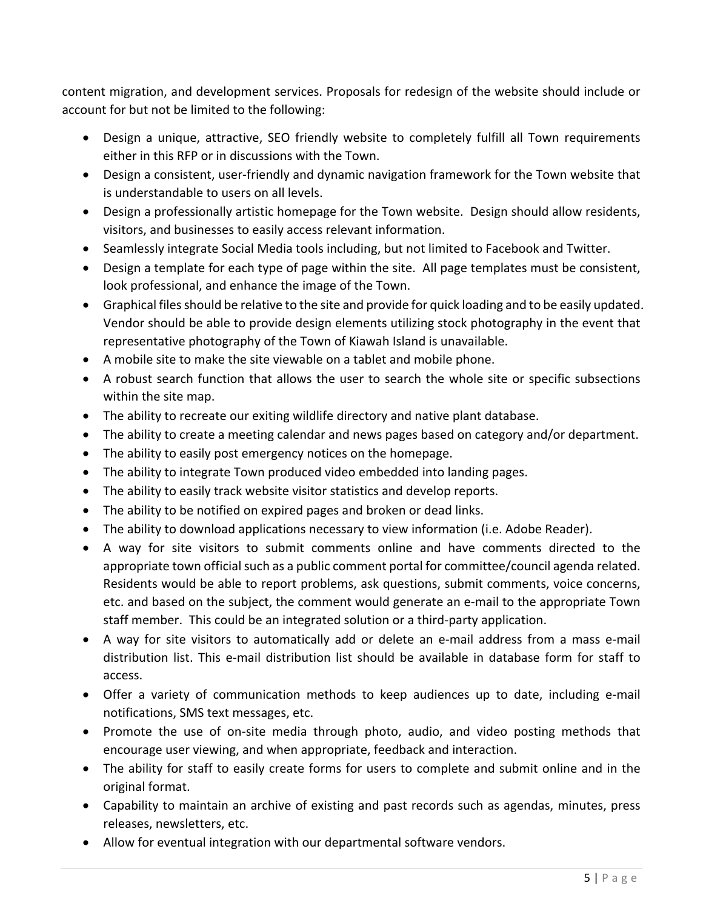content migration, and development services. Proposals for redesign of the website should include or account for but not be limited to the following:

- Design a unique, attractive, SEO friendly website to completely fulfill all Town requirements either in this RFP or in discussions with the Town.
- Design a consistent, user-friendly and dynamic navigation framework for the Town website that is understandable to users on all levels.
- Design a professionally artistic homepage for the Town website. Design should allow residents, visitors, and businesses to easily access relevant information.
- Seamlessly integrate Social Media tools including, but not limited to Facebook and Twitter.
- Design a template for each type of page within the site. All page templates must be consistent, look professional, and enhance the image of the Town.
- Graphical files should be relative to the site and provide for quick loading and to be easily updated. Vendor should be able to provide design elements utilizing stock photography in the event that representative photography of the Town of Kiawah Island is unavailable.
- A mobile site to make the site viewable on a tablet and mobile phone.
- A robust search function that allows the user to search the whole site or specific subsections within the site map.
- The ability to recreate our exiting wildlife directory and native plant database.
- The ability to create a meeting calendar and news pages based on category and/or department.
- The ability to easily post emergency notices on the homepage.
- The ability to integrate Town produced video embedded into landing pages.
- The ability to easily track website visitor statistics and develop reports.
- The ability to be notified on expired pages and broken or dead links.
- The ability to download applications necessary to view information (i.e. Adobe Reader).
- A way for site visitors to submit comments online and have comments directed to the appropriate town official such as a public comment portal for committee/council agenda related. Residents would be able to report problems, ask questions, submit comments, voice concerns, etc. and based on the subject, the comment would generate an e-mail to the appropriate Town staff member. This could be an integrated solution or a third-party application.
- A way for site visitors to automatically add or delete an e-mail address from a mass e-mail distribution list. This e-mail distribution list should be available in database form for staff to access.
- Offer a variety of communication methods to keep audiences up to date, including e-mail notifications, SMS text messages, etc.
- Promote the use of on-site media through photo, audio, and video posting methods that encourage user viewing, and when appropriate, feedback and interaction.
- The ability for staff to easily create forms for users to complete and submit online and in the original format.
- Capability to maintain an archive of existing and past records such as agendas, minutes, press releases, newsletters, etc.
- Allow for eventual integration with our departmental software vendors.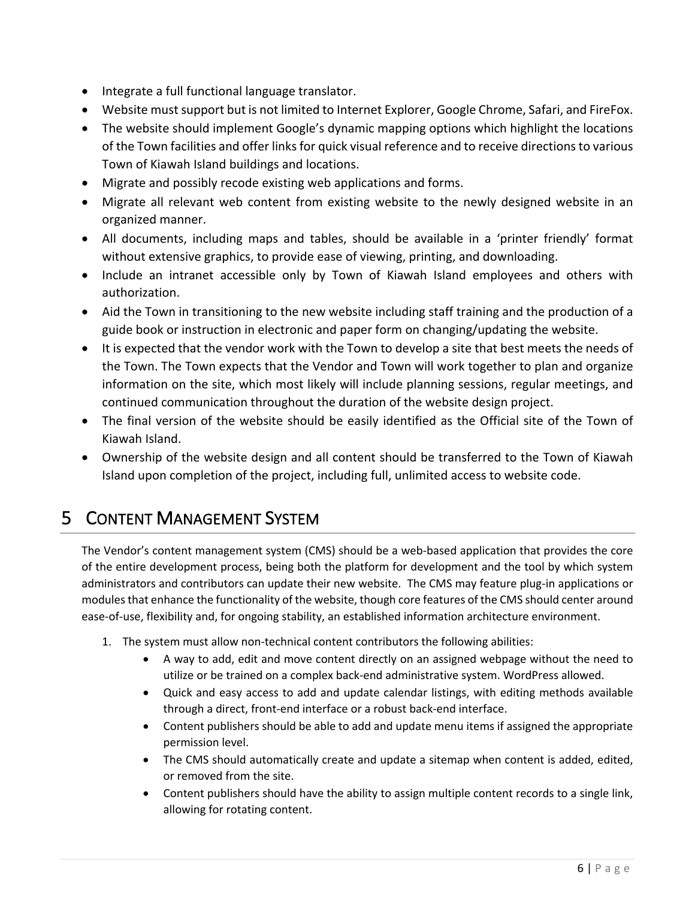- Integrate a full functional language translator.
- Website must support but is not limited to Internet Explorer, Google Chrome, Safari, and FireFox.
- The website should implement Google's dynamic mapping options which highlight the locations of the Town facilities and offer links for quick visual reference and to receive directions to various Town of Kiawah Island buildings and locations.
- Migrate and possibly recode existing web applications and forms.
- Migrate all relevant web content from existing website to the newly designed website in an organized manner.
- All documents, including maps and tables, should be available in a 'printer friendly' format without extensive graphics, to provide ease of viewing, printing, and downloading.
- Include an intranet accessible only by Town of Kiawah Island employees and others with authorization.
- Aid the Town in transitioning to the new website including staff training and the production of a guide book or instruction in electronic and paper form on changing/updating the website.
- It is expected that the vendor work with the Town to develop a site that best meets the needs of the Town. The Town expects that the Vendor and Town will work together to plan and organize information on the site, which most likely will include planning sessions, regular meetings, and continued communication throughout the duration of the website design project.
- The final version of the website should be easily identified as the Official site of the Town of Kiawah Island.
- Ownership of the website design and all content should be transferred to the Town of Kiawah Island upon completion of the project, including full, unlimited access to website code.

# 5 Content Management System

The Vendor's content management system (CMS) should be a web-based application that provides the core of the entire development process, being both the platform for development and the tool by which system administrators and contributors can update their new website. The CMS may feature plug-in applications or modules that enhance the functionality of the website, though core features of the CMS should center around ease-of-use, flexibility and, for ongoing stability, an established information architecture environment.

1. The system must allow non-technical content contributors the following abilities:
   - A way to add, edit and move content directly on an assigned webpage without the need to utilize or be trained on a complex back-end administrative system. WordPress allowed.
   - Quick and easy access to add and update calendar listings, with editing methods available through a direct, front-end interface or a robust back-end interface.
   - Content publishers should be able to add and update menu items if assigned the appropriate permission level.
   - The CMS should automatically create and update a sitemap when content is added, edited, or removed from the site.
   - Content publishers should have the ability to assign multiple content records to a single link, allowing for rotating content.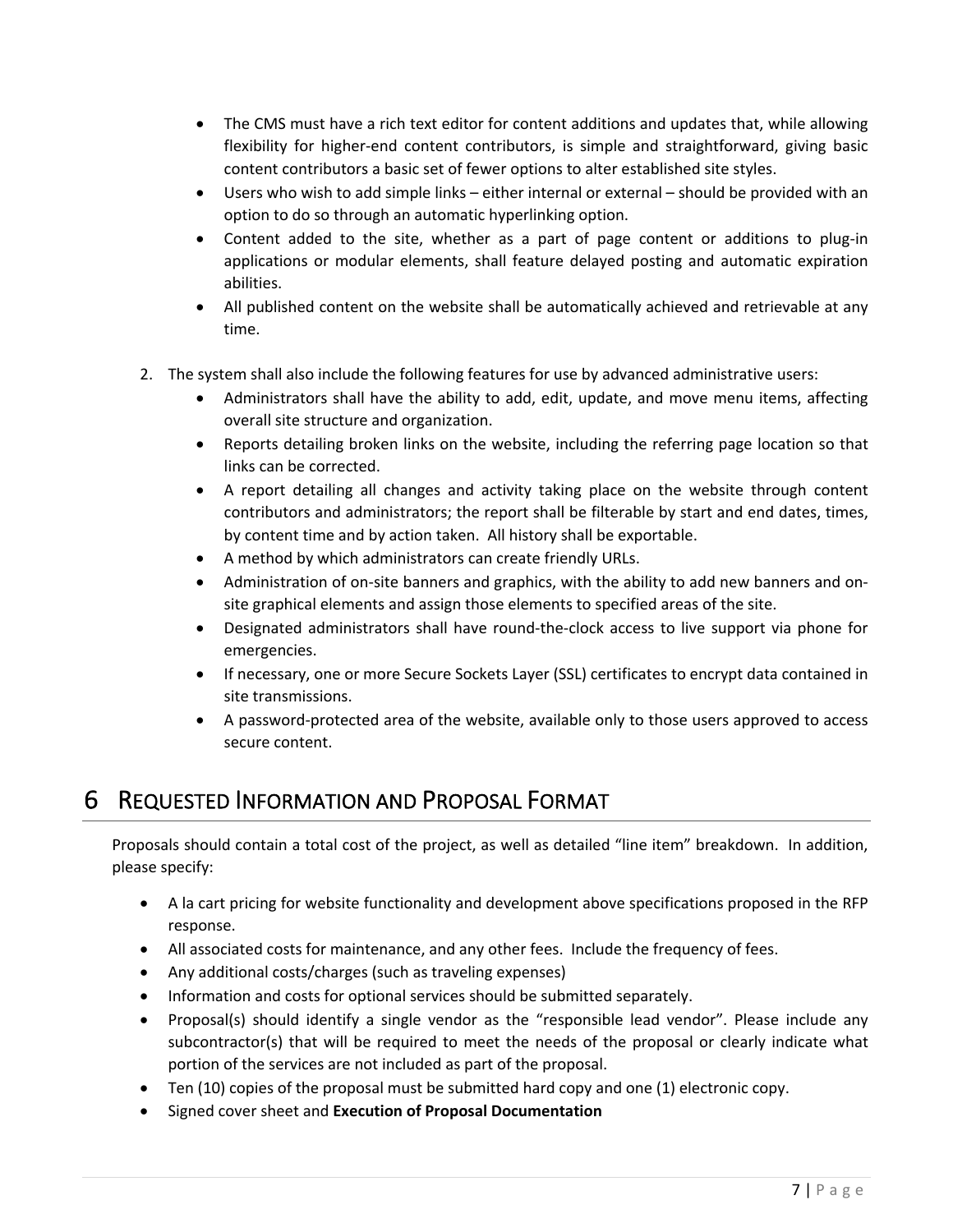- The CMS must have a rich text editor for content additions and updates that, while allowing flexibility for higher-end content contributors, is simple and straightforward, giving basic content contributors a basic set of fewer options to alter established site styles.
- Users who wish to add simple links – either internal or external – should be provided with an option to do so through an automatic hyperlinking option.
- Content added to the site, whether as a part of page content or additions to plug-in applications or modular elements, shall feature delayed posting and automatic expiration abilities.
- All published content on the website shall be automatically achieved and retrievable at any time.

2. The system shall also include the following features for use by advanced administrative users:
   - Administrators shall have the ability to add, edit, update, and move menu items, affecting overall site structure and organization.
   - Reports detailing broken links on the website, including the referring page location so that links can be corrected.
   - A report detailing all changes and activity taking place on the website through content contributors and administrators; the report shall be filterable by start and end dates, times, by content time and by action taken. All history shall be exportable.
   - A method by which administrators can create friendly URLs.
   - Administration of on-site banners and graphics, with the ability to add new banners and on-site graphical elements and assign those elements to specified areas of the site.
   - Designated administrators shall have round-the-clock access to live support via phone for emergencies.
   - If necessary, one or more Secure Sockets Layer (SSL) certificates to encrypt data contained in site transmissions.
   - A password-protected area of the website, available only to those users approved to access secure content.

# 6 Requested Information and Proposal Format

Proposals should contain a total cost of the project, as well as detailed "line item" breakdown. In addition, please specify:

- A la cart pricing for website functionality and development above specifications proposed in the RFP response.
- All associated costs for maintenance, and any other fees. Include the frequency of fees.
- Any additional costs/charges (such as traveling expenses)
- Information and costs for optional services should be submitted separately.
- Proposal(s) should identify a single vendor as the "responsible lead vendor". Please include any subcontractor(s) that will be required to meet the needs of the proposal or clearly indicate what portion of the services are not included as part of the proposal.
- Ten (10) copies of the proposal must be submitted hard copy and one (1) electronic copy.
- Signed cover sheet and **Execution of Proposal Documentation**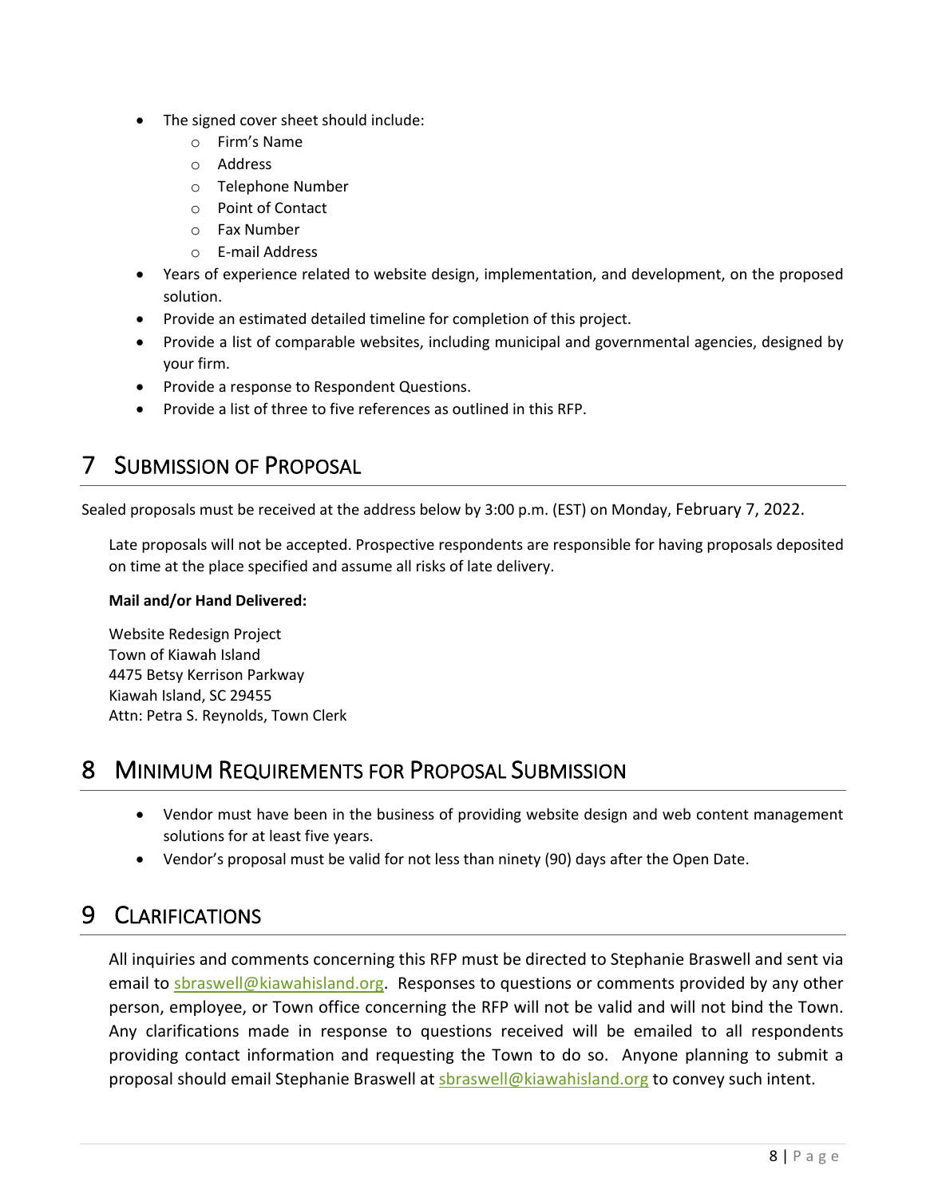- The signed cover sheet should include:
  - Firm's Name
  - Address
  - Telephone Number
  - Point of Contact
  - Fax Number
  - E-mail Address
- Years of experience related to website design, implementation, and development, on the proposed solution.
- Provide an estimated detailed timeline for completion of this project.
- Provide a list of comparable websites, including municipal and governmental agencies, designed by your firm.
- Provide a response to Respondent Questions.
- Provide a list of three to five references as outlined in this RFP.

# 7 Submission of Proposal

Sealed proposals must be received at the address below by 3:00 p.m. (EST) on Monday, February 7, 2022.

Late proposals will not be accepted. Prospective respondents are responsible for having proposals deposited on time at the place specified and assume all risks of late delivery.

**Mail and/or Hand Delivered:**

Website Redesign Project
Town of Kiawah Island
4475 Betsy Kerrison Parkway
Kiawah Island, SC 29455
Attn: Petra S. Reynolds, Town Clerk

# 8 Minimum Requirements for Proposal Submission

- Vendor must have been in the business of providing website design and web content management solutions for at least five years.
- Vendor's proposal must be valid for not less than ninety (90) days after the Open Date.

# 9 Clarifications

All inquiries and comments concerning this RFP must be directed to Stephanie Braswell and sent via email to sbraswell@kiawahisland.org. Responses to questions or comments provided by any other person, employee, or Town office concerning the RFP will not be valid and will not bind the Town. Any clarifications made in response to questions received will be emailed to all respondents providing contact information and requesting the Town to do so. Anyone planning to submit a proposal should email Stephanie Braswell at sbraswell@kiawahisland.org to convey such intent.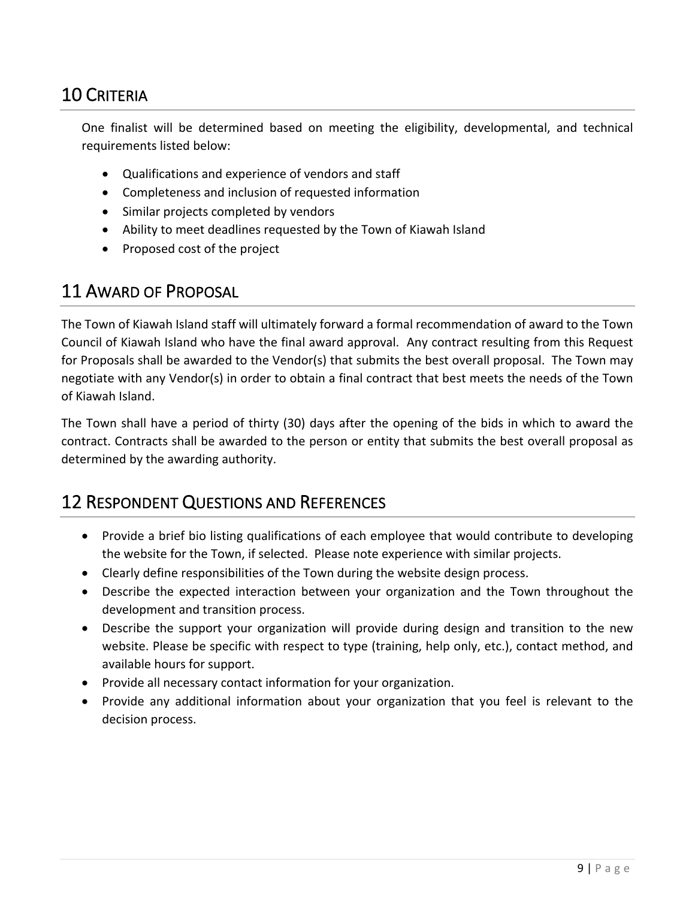## 10 Criteria

One finalist will be determined based on meeting the eligibility, developmental, and technical requirements listed below:

- Qualifications and experience of vendors and staff
- Completeness and inclusion of requested information
- Similar projects completed by vendors
- Ability to meet deadlines requested by the Town of Kiawah Island
- Proposed cost of the project

## 11 Award of Proposal

The Town of Kiawah Island staff will ultimately forward a formal recommendation of award to the Town Council of Kiawah Island who have the final award approval. Any contract resulting from this Request for Proposals shall be awarded to the Vendor(s) that submits the best overall proposal. The Town may negotiate with any Vendor(s) in order to obtain a final contract that best meets the needs of the Town of Kiawah Island.

The Town shall have a period of thirty (30) days after the opening of the bids in which to award the contract. Contracts shall be awarded to the person or entity that submits the best overall proposal as determined by the awarding authority.

## 12 Respondent Questions and References

- Provide a brief bio listing qualifications of each employee that would contribute to developing the website for the Town, if selected. Please note experience with similar projects.
- Clearly define responsibilities of the Town during the website design process.
- Describe the expected interaction between your organization and the Town throughout the development and transition process.
- Describe the support your organization will provide during design and transition to the new website. Please be specific with respect to type (training, help only, etc.), contact method, and available hours for support.
- Provide all necessary contact information for your organization.
- Provide any additional information about your organization that you feel is relevant to the decision process.